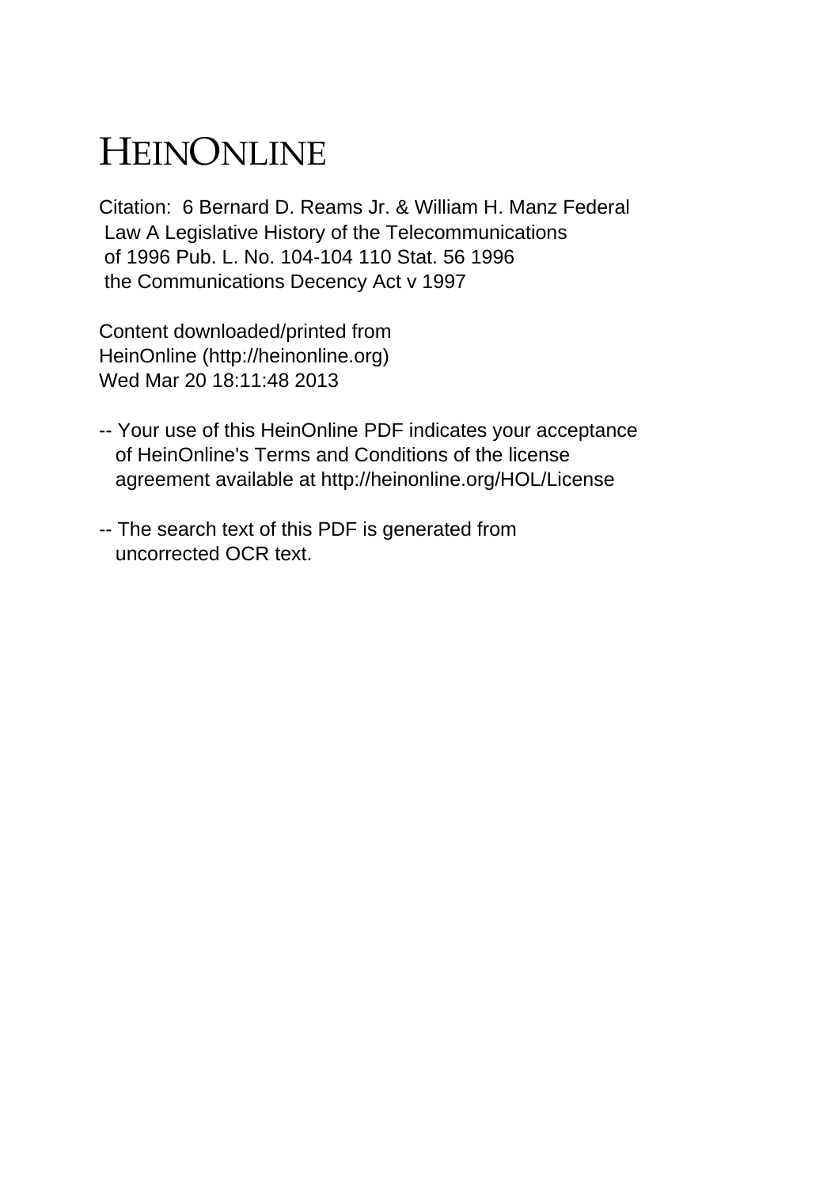# HEINONLINE

Citation: 6 Bernard D. Reams Jr. & William H. Manz Federal Law A Legislative History of the Telecommunications of 1996 Pub. L. No. 104-104 110 Stat. 56 1996 the Communications Decency Act v 1997

Content downloaded/printed from HeinOnline (http://heinonline.org) Wed Mar 20 18:11:48 2013

-- Your use of this HeinOnline PDF indicates your acceptance of HeinOnline's Terms and Conditions of the license agreement available at http://heinonline.org/HOL/License

-- The search text of this PDF is generated from uncorrected OCR text.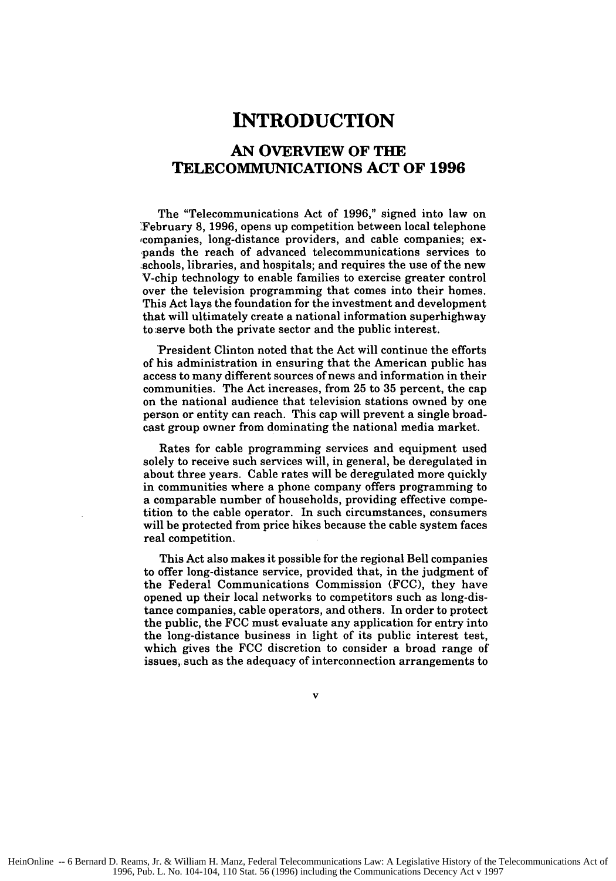# INTRODUCTION

## AN OVERVIEW OF THE TELECOMMUNICATIONS ACT OF 1996

The "Telecommunications Act of 1996," signed into law on February 8, 1996, opens up competition between local telephone companies, long-distance providers, and cable companies; expands the reach of advanced telecommunications services to schools, libraries, and hospitals; and requires the use of the new V-chip technology to enable families to exercise greater control over the television programming that comes into their homes. This Act lays the foundation for the investment and development that will ultimately create a national information superhighway to serve both the private sector and the public interest.

President Clinton noted that the Act will continue the efforts of his administration in ensuring that the American public has access to many different sources of news and information in their communities. The Act increases, from 25 to 35 percent, the cap on the national audience that television stations owned by one person or entity can reach. This cap will prevent a single broadcast group owner from dominating the national media market.

Rates for cable programming services and equipment used solely to receive such services will, in general, be deregulated in about three years. Cable rates will be deregulated more quickly in communities where a phone company offers programming to a comparable number of households, providing effective competition to the cable operator. In such circumstances, consumers will be protected from price hikes because the cable system faces real competition.

This Act also makes it possible for the regional Bell companies to offer long-distance service, provided that, in the judgment of the Federal Communications Commission (FCC), they have opened up their local networks to competitors such as long-distance companies, cable operators, and others. In order to protect the public, the FCC must evaluate any application for entry into the long-distance business in light of its public interest test, which gives the FCC discretion to consider a broad range of issues, such as the adequacy of interconnection arrangements to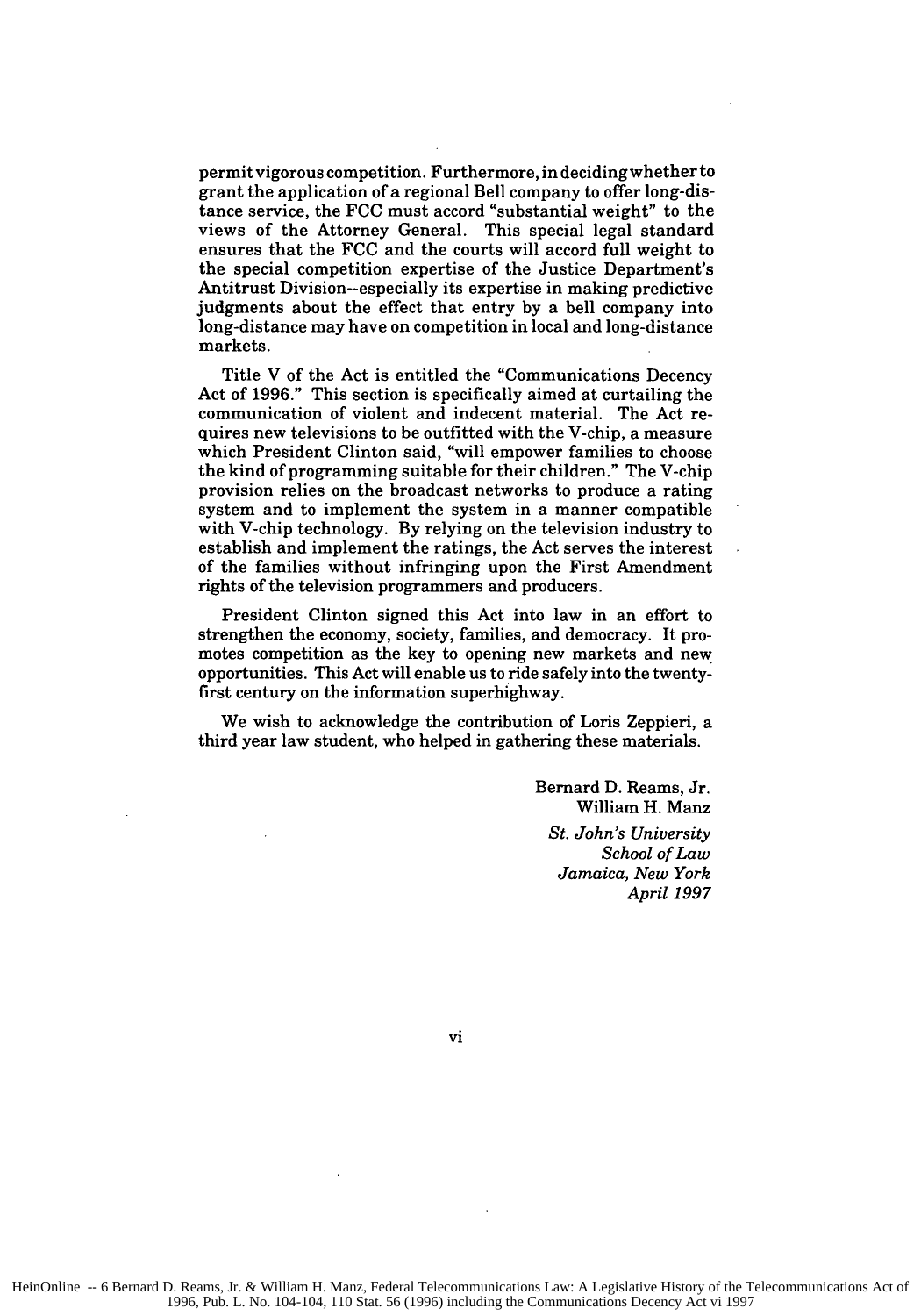permit vigorous competition. Furthermore, in deciding whether to grant the application of a regional Bell company to offer long-distance service, the FCC must accord "substantial weight" to the views of the Attorney General. This special legal standard ensures that the FCC and the courts will accord full weight to the special competition expertise of the Justice Department's Antitrust Division--especially its expertise in making predictive judgments about the effect that entry by a bell company into long-distance may have on competition in local and long-distance markets.

Title V of the Act is entitled the "Communications Decency Act of 1996." This section is specifically aimed at curtailing the communication of violent and indecent material. The Act requires new televisions to be outfitted with the V-chip, a measure which President Clinton said, "will empower families to choose the kind of programming suitable for their children." The V-chip provision relies on the broadcast networks to produce a rating system and to implement the system in a manner compatible with V-chip technology. By relying on the television industry to establish and implement the ratings, the Act serves the interest of the families without infringing upon the First Amendment rights of the television programmers and producers.

President Clinton signed this Act into law in an effort to strengthen the economy, society, families, and democracy. It promotes competition as the key to opening new markets and new opportunities. This Act will enable us to ride safely into the twenty-first century on the information superhighway.

We wish to acknowledge the contribution of Loris Zeppieri, a third year law student, who helped in gathering these materials.

Bernard D. Reams, Jr.
William H. Manz
*St. John's University*
*School of Law*
*Jamaica, New York*
*April 1997*